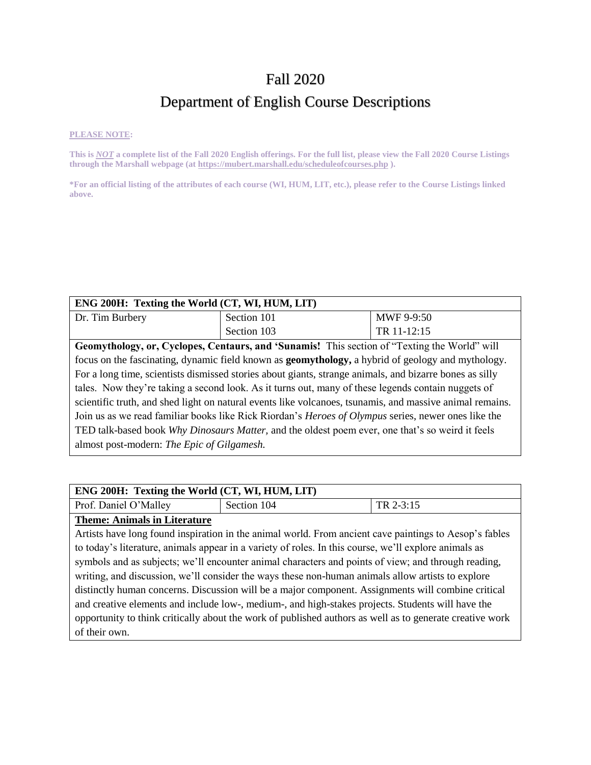# Fall 2020

# Department of English Course Descriptions

**PLEASE NOTE:**

**This is *NOT* a complete list of the Fall 2020 English offerings. For the full list, please view the Fall 2020 Course Listings through the Marshall webpage (at https://mubert.marshall.edu/scheduleofcourses.php ).**

**\*For an official listing of the attributes of each course (WI, HUM, LIT, etc.), please refer to the Course Listings linked above.**

| **ENG 200H: Texting the World (CT, WI, HUM, LIT)** | | |
|---|---|---|
| Dr. Tim Burbery | Section 101<br>Section 103 | MWF 9-9:50<br>TR 11-12:15 |

**Geomythology, or, Cyclopes, Centaurs, and 'Sunamis!** This section of "Texting the World" will focus on the fascinating, dynamic field known as **geomythology,** a hybrid of geology and mythology. For a long time, scientists dismissed stories about giants, strange animals, and bizarre bones as silly tales. Now they're taking a second look. As it turns out, many of these legends contain nuggets of scientific truth, and shed light on natural events like volcanoes, tsunamis, and massive animal remains. Join us as we read familiar books like Rick Riordan's *Heroes of Olympus* series, newer ones like the TED talk-based book *Why Dinosaurs Matter,* and the oldest poem ever, one that's so weird it feels almost post-modern: *The Epic of Gilgamesh.*

| **ENG 200H: Texting the World (CT, WI, HUM, LIT)** | | |
|---|---|---|
| Prof. Daniel O'Malley | Section 104 | TR 2-3:15 |

**Theme: Animals in Literature**

Artists have long found inspiration in the animal world. From ancient cave paintings to Aesop's fables to today's literature, animals appear in a variety of roles. In this course, we'll explore animals as symbols and as subjects; we'll encounter animal characters and points of view; and through reading, writing, and discussion, we'll consider the ways these non-human animals allow artists to explore distinctly human concerns. Discussion will be a major component. Assignments will combine critical and creative elements and include low-, medium-, and high-stakes projects. Students will have the opportunity to think critically about the work of published authors as well as to generate creative work of their own.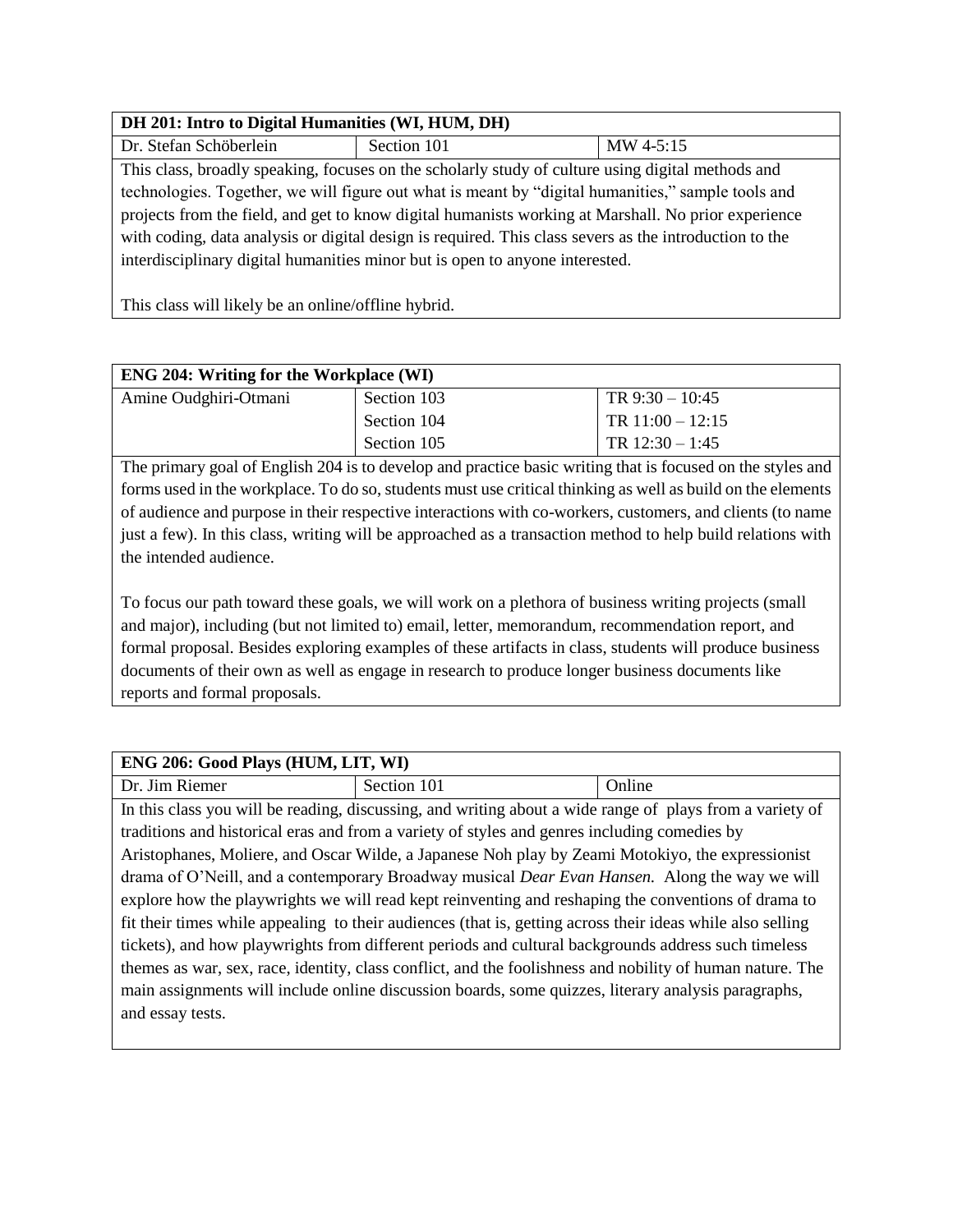| DH 201: Intro to Digital Humanities (WI, HUM, DH) | | |
|---|---|---|
| Dr. Stefan Schöberlein | Section 101 | MW 4-5:15 |

This class, broadly speaking, focuses on the scholarly study of culture using digital methods and technologies. Together, we will figure out what is meant by "digital humanities," sample tools and projects from the field, and get to know digital humanists working at Marshall. No prior experience with coding, data analysis or digital design is required. This class severs as the introduction to the interdisciplinary digital humanities minor but is open to anyone interested.

This class will likely be an online/offline hybrid.

| ENG 204: Writing for the Workplace (WI) | | |
|---|---|---|
| Amine Oudghiri-Otmani | Section 103 | TR 9:30 – 10:45 |
| | Section 104 | TR 11:00 – 12:15 |
| | Section 105 | TR 12:30 – 1:45 |

The primary goal of English 204 is to develop and practice basic writing that is focused on the styles and forms used in the workplace. To do so, students must use critical thinking as well as build on the elements of audience and purpose in their respective interactions with co-workers, customers, and clients (to name just a few). In this class, writing will be approached as a transaction method to help build relations with the intended audience.

To focus our path toward these goals, we will work on a plethora of business writing projects (small and major), including (but not limited to) email, letter, memorandum, recommendation report, and formal proposal. Besides exploring examples of these artifacts in class, students will produce business documents of their own as well as engage in research to produce longer business documents like reports and formal proposals.

| ENG 206: Good Plays (HUM, LIT, WI) | | |
|---|---|---|
| Dr. Jim Riemer | Section 101 | Online |

In this class you will be reading, discussing, and writing about a wide range of plays from a variety of traditions and historical eras and from a variety of styles and genres including comedies by Aristophanes, Moliere, and Oscar Wilde, a Japanese Noh play by Zeami Motokiyo, the expressionist drama of O'Neill, and a contemporary Broadway musical *Dear Evan Hansen.* Along the way we will explore how the playwrights we will read kept reinventing and reshaping the conventions of drama to fit their times while appealing to their audiences (that is, getting across their ideas while also selling tickets), and how playwrights from different periods and cultural backgrounds address such timeless themes as war, sex, race, identity, class conflict, and the foolishness and nobility of human nature. The main assignments will include online discussion boards, some quizzes, literary analysis paragraphs, and essay tests.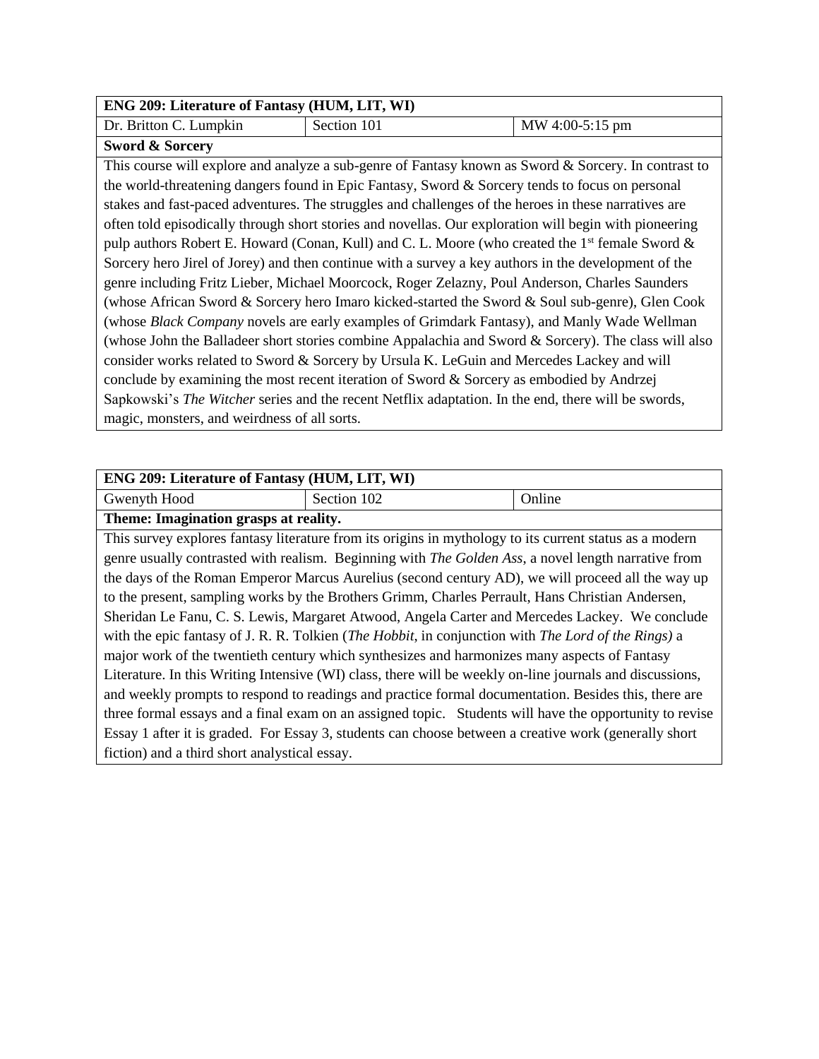| **ENG 209: Literature of Fantasy (HUM, LIT, WI)** | | |
|---|---|---|
| Dr. Britton C. Lumpkin | Section 101 | MW 4:00-5:15 pm |
| **Sword & Sorcery** | | |
| This course will explore and analyze a sub-genre of Fantasy known as Sword & Sorcery. In contrast to the world-threatening dangers found in Epic Fantasy, Sword & Sorcery tends to focus on personal stakes and fast-paced adventures. The struggles and challenges of the heroes in these narratives are often told episodically through short stories and novellas. Our exploration will begin with pioneering pulp authors Robert E. Howard (Conan, Kull) and C. L. Moore (who created the 1st female Sword & Sorcery hero Jirel of Jorey) and then continue with a survey a key authors in the development of the genre including Fritz Lieber, Michael Moorcock, Roger Zelazny, Poul Anderson, Charles Saunders (whose African Sword & Sorcery hero Imaro kicked-started the Sword & Soul sub-genre), Glen Cook (whose *Black Company* novels are early examples of Grimdark Fantasy), and Manly Wade Wellman (whose John the Balladeer short stories combine Appalachia and Sword & Sorcery). The class will also consider works related to Sword & Sorcery by Ursula K. LeGuin and Mercedes Lackey and will conclude by examining the most recent iteration of Sword & Sorcery as embodied by Andrzej Sapkowski's *The Witcher* series and the recent Netflix adaptation. In the end, there will be swords, magic, monsters, and weirdness of all sorts. | | |

| **ENG 209: Literature of Fantasy (HUM, LIT, WI)** | | |
|---|---|---|
| Gwenyth Hood | Section 102 | Online |
| **Theme: Imagination grasps at reality.** | | |
| This survey explores fantasy literature from its origins in mythology to its current status as a modern genre usually contrasted with realism. Beginning with *The Golden Ass*, a novel length narrative from the days of the Roman Emperor Marcus Aurelius (second century AD), we will proceed all the way up to the present, sampling works by the Brothers Grimm, Charles Perrault, Hans Christian Andersen, Sheridan Le Fanu, C. S. Lewis, Margaret Atwood, Angela Carter and Mercedes Lackey. We conclude with the epic fantasy of J. R. R. Tolkien (*The Hobbit*, in conjunction with *The Lord of the Rings)* a major work of the twentieth century which synthesizes and harmonizes many aspects of Fantasy Literature. In this Writing Intensive (WI) class, there will be weekly on-line journals and discussions, and weekly prompts to respond to readings and practice formal documentation. Besides this, there are three formal essays and a final exam on an assigned topic. Students will have the opportunity to revise Essay 1 after it is graded. For Essay 3, students can choose between a creative work (generally short fiction) and a third short analystical essay. | | |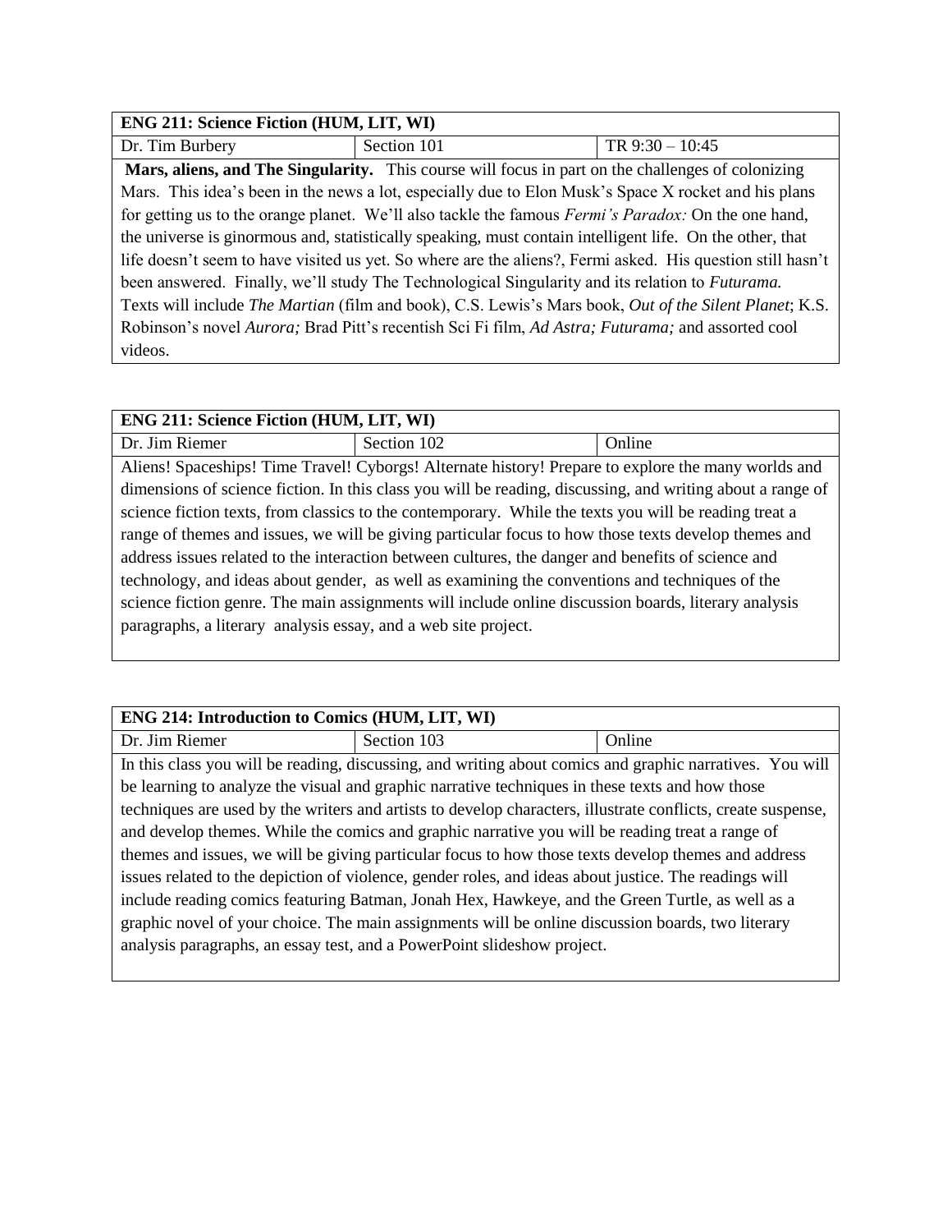| ENG 211: Science Fiction (HUM, LIT, WI) | | |
|---|---|---|
| Dr. Tim Burbery | Section 101 | TR 9:30 – 10:45 |
| **Mars, aliens, and The Singularity.** This course will focus in part on the challenges of colonizing Mars. This idea's been in the news a lot, especially due to Elon Musk's Space X rocket and his plans for getting us to the orange planet. We'll also tackle the famous *Fermi's Paradox:* On the one hand, the universe is ginormous and, statistically speaking, must contain intelligent life. On the other, that life doesn't seem to have visited us yet. So where are the aliens?, Fermi asked. His question still hasn't been answered. Finally, we'll study The Technological Singularity and its relation to *Futurama.* Texts will include *The Martian* (film and book), C.S. Lewis's Mars book, *Out of the Silent Planet*; K.S. Robinson's novel *Aurora;* Brad Pitt's recentish Sci Fi film, *Ad Astra; Futurama;* and assorted cool videos. | | |

| ENG 211: Science Fiction (HUM, LIT, WI) | | |
|---|---|---|
| Dr. Jim Riemer | Section 102 | Online |
| Aliens! Spaceships! Time Travel! Cyborgs! Alternate history! Prepare to explore the many worlds and dimensions of science fiction. In this class you will be reading, discussing, and writing about a range of science fiction texts, from classics to the contemporary. While the texts you will be reading treat a range of themes and issues, we will be giving particular focus to how those texts develop themes and address issues related to the interaction between cultures, the danger and benefits of science and technology, and ideas about gender, as well as examining the conventions and techniques of the science fiction genre. The main assignments will include online discussion boards, literary analysis paragraphs, a literary analysis essay, and a web site project. | | |

| ENG 214: Introduction to Comics (HUM, LIT, WI) | | |
|---|---|---|
| Dr. Jim Riemer | Section 103 | Online |
| In this class you will be reading, discussing, and writing about comics and graphic narratives. You will be learning to analyze the visual and graphic narrative techniques in these texts and how those techniques are used by the writers and artists to develop characters, illustrate conflicts, create suspense, and develop themes. While the comics and graphic narrative you will be reading treat a range of themes and issues, we will be giving particular focus to how those texts develop themes and address issues related to the depiction of violence, gender roles, and ideas about justice. The readings will include reading comics featuring Batman, Jonah Hex, Hawkeye, and the Green Turtle, as well as a graphic novel of your choice. The main assignments will be online discussion boards, two literary analysis paragraphs, an essay test, and a PowerPoint slideshow project. | | |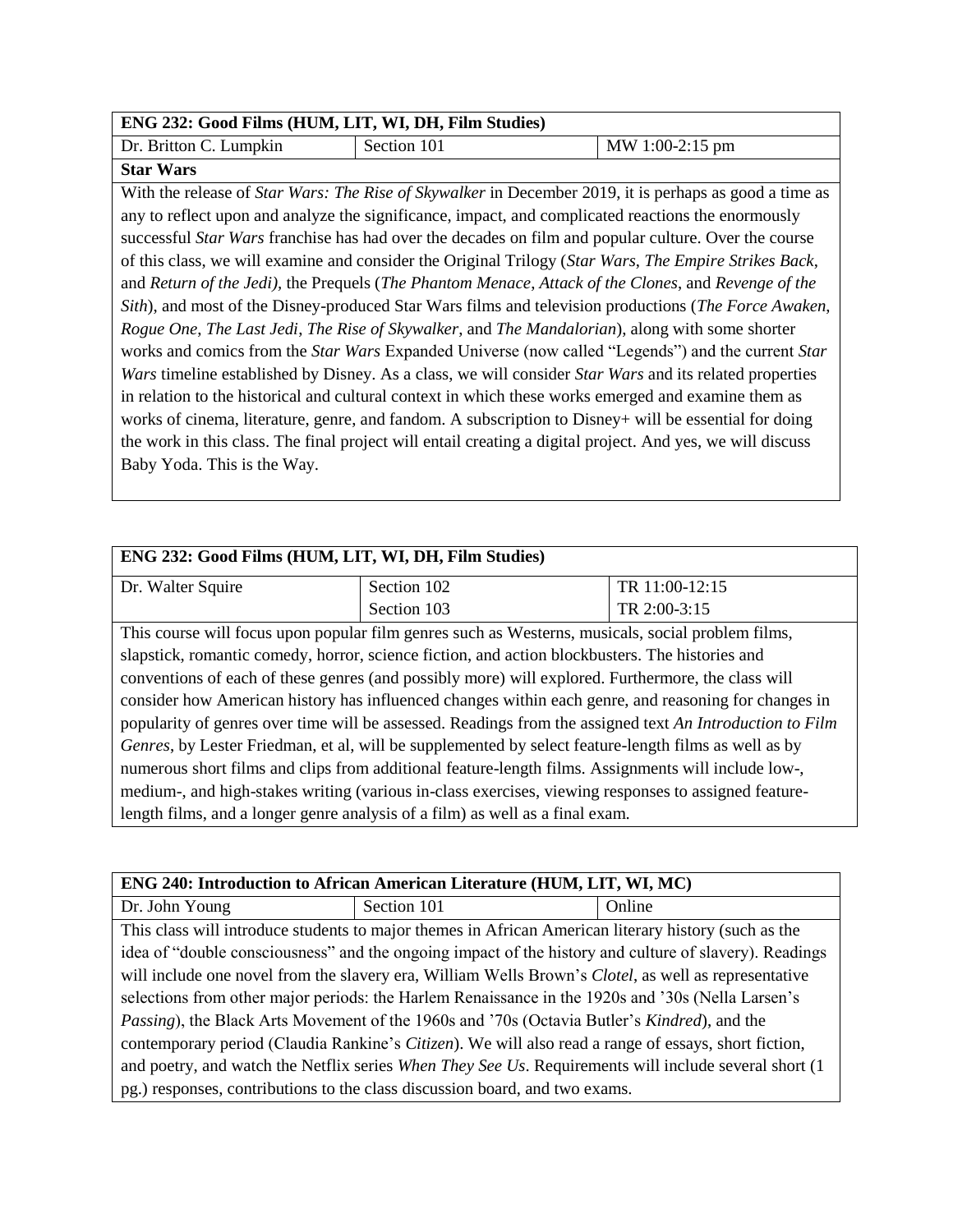| ENG 232: Good Films (HUM, LIT, WI, DH, Film Studies) | | |
|---|---|---|
| Dr. Britton C. Lumpkin | Section 101 | MW 1:00-2:15 pm |

**Star Wars**

With the release of *Star Wars: The Rise of Skywalker* in December 2019, it is perhaps as good a time as any to reflect upon and analyze the significance, impact, and complicated reactions the enormously successful *Star Wars* franchise has had over the decades on film and popular culture. Over the course of this class, we will examine and consider the Original Trilogy (*Star Wars*, *The Empire Strikes Back*, and *Return of the Jedi)*, the Prequels (*The Phantom Menace*, *Attack of the Clones*, and *Revenge of the Sith*), and most of the Disney-produced Star Wars films and television productions (*The Force Awaken*, *Rogue One*, *The Last Jedi*, *The Rise of Skywalker*, and *The Mandalorian*), along with some shorter works and comics from the *Star Wars* Expanded Universe (now called "Legends") and the current *Star Wars* timeline established by Disney. As a class, we will consider *Star Wars* and its related properties in relation to the historical and cultural context in which these works emerged and examine them as works of cinema, literature, genre, and fandom. A subscription to Disney+ will be essential for doing the work in this class. The final project will entail creating a digital project. And yes, we will discuss Baby Yoda. This is the Way.

| ENG 232: Good Films (HUM, LIT, WI, DH, Film Studies) | | |
|---|---|---|
| Dr. Walter Squire | Section 102<br>Section 103 | TR 11:00-12:15<br>TR 2:00-3:15 |

This course will focus upon popular film genres such as Westerns, musicals, social problem films, slapstick, romantic comedy, horror, science fiction, and action blockbusters. The histories and conventions of each of these genres (and possibly more) will explored. Furthermore, the class will consider how American history has influenced changes within each genre, and reasoning for changes in popularity of genres over time will be assessed. Readings from the assigned text *An Introduction to Film Genres*, by Lester Friedman, et al, will be supplemented by select feature-length films as well as by numerous short films and clips from additional feature-length films. Assignments will include low-, medium-, and high-stakes writing (various in-class exercises, viewing responses to assigned feature-length films, and a longer genre analysis of a film) as well as a final exam.

| ENG 240: Introduction to African American Literature (HUM, LIT, WI, MC) | | |
|---|---|---|
| Dr. John Young | Section 101 | Online |

This class will introduce students to major themes in African American literary history (such as the idea of "double consciousness" and the ongoing impact of the history and culture of slavery). Readings will include one novel from the slavery era, William Wells Brown's *Clotel*, as well as representative selections from other major periods: the Harlem Renaissance in the 1920s and '30s (Nella Larsen's *Passing*), the Black Arts Movement of the 1960s and '70s (Octavia Butler's *Kindred*), and the contemporary period (Claudia Rankine's *Citizen*). We will also read a range of essays, short fiction, and poetry, and watch the Netflix series *When They See Us*. Requirements will include several short (1 pg.) responses, contributions to the class discussion board, and two exams.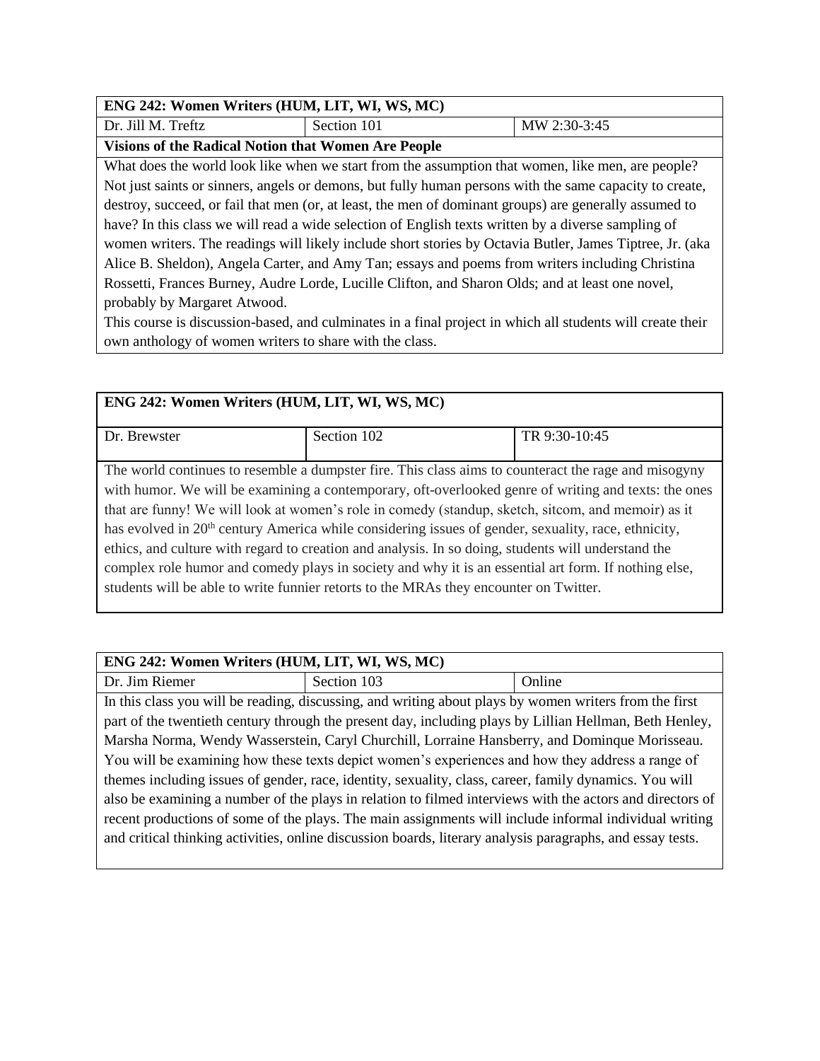| **ENG 242: Women Writers (HUM, LIT, WI, WS, MC)** | | |
|---|---|---|
| Dr. Jill M. Treftz | Section 101 | MW 2:30-3:45 |
| **Visions of the Radical Notion that Women Are People** | | |
| What does the world look like when we start from the assumption that women, like men, are people? Not just saints or sinners, angels or demons, but fully human persons with the same capacity to create, destroy, succeed, or fail that men (or, at least, the men of dominant groups) are generally assumed to have? In this class we will read a wide selection of English texts written by a diverse sampling of women writers. The readings will likely include short stories by Octavia Butler, James Tiptree, Jr. (aka Alice B. Sheldon), Angela Carter, and Amy Tan; essays and poems from writers including Christina Rossetti, Frances Burney, Audre Lorde, Lucille Clifton, and Sharon Olds; and at least one novel, probably by Margaret Atwood. This course is discussion-based, and culminates in a final project in which all students will create their own anthology of women writers to share with the class. | | |

| **ENG 242: Women Writers (HUM, LIT, WI, WS, MC)** | | |
|---|---|---|
| Dr. Brewster | Section 102 | TR 9:30-10:45 |
| The world continues to resemble a dumpster fire. This class aims to counteract the rage and misogyny with humor. We will be examining a contemporary, oft-overlooked genre of writing and texts: the ones that are funny! We will look at women's role in comedy (standup, sketch, sitcom, and memoir) as it has evolved in 20th century America while considering issues of gender, sexuality, race, ethnicity, ethics, and culture with regard to creation and analysis. In so doing, students will understand the complex role humor and comedy plays in society and why it is an essential art form. If nothing else, students will be able to write funnier retorts to the MRAs they encounter on Twitter. | | |

| **ENG 242: Women Writers (HUM, LIT, WI, WS, MC)** | | |
|---|---|---|
| Dr. Jim Riemer | Section 103 | Online |
| In this class you will be reading, discussing, and writing about plays by women writers from the first part of the twentieth century through the present day, including plays by Lillian Hellman, Beth Henley, Marsha Norma, Wendy Wasserstein, Caryl Churchill, Lorraine Hansberry, and Dominque Morisseau. You will be examining how these texts depict women's experiences and how they address a range of themes including issues of gender, race, identity, sexuality, class, career, family dynamics. You will also be examining a number of the plays in relation to filmed interviews with the actors and directors of recent productions of some of the plays. The main assignments will include informal individual writing and critical thinking activities, online discussion boards, literary analysis paragraphs, and essay tests. | | |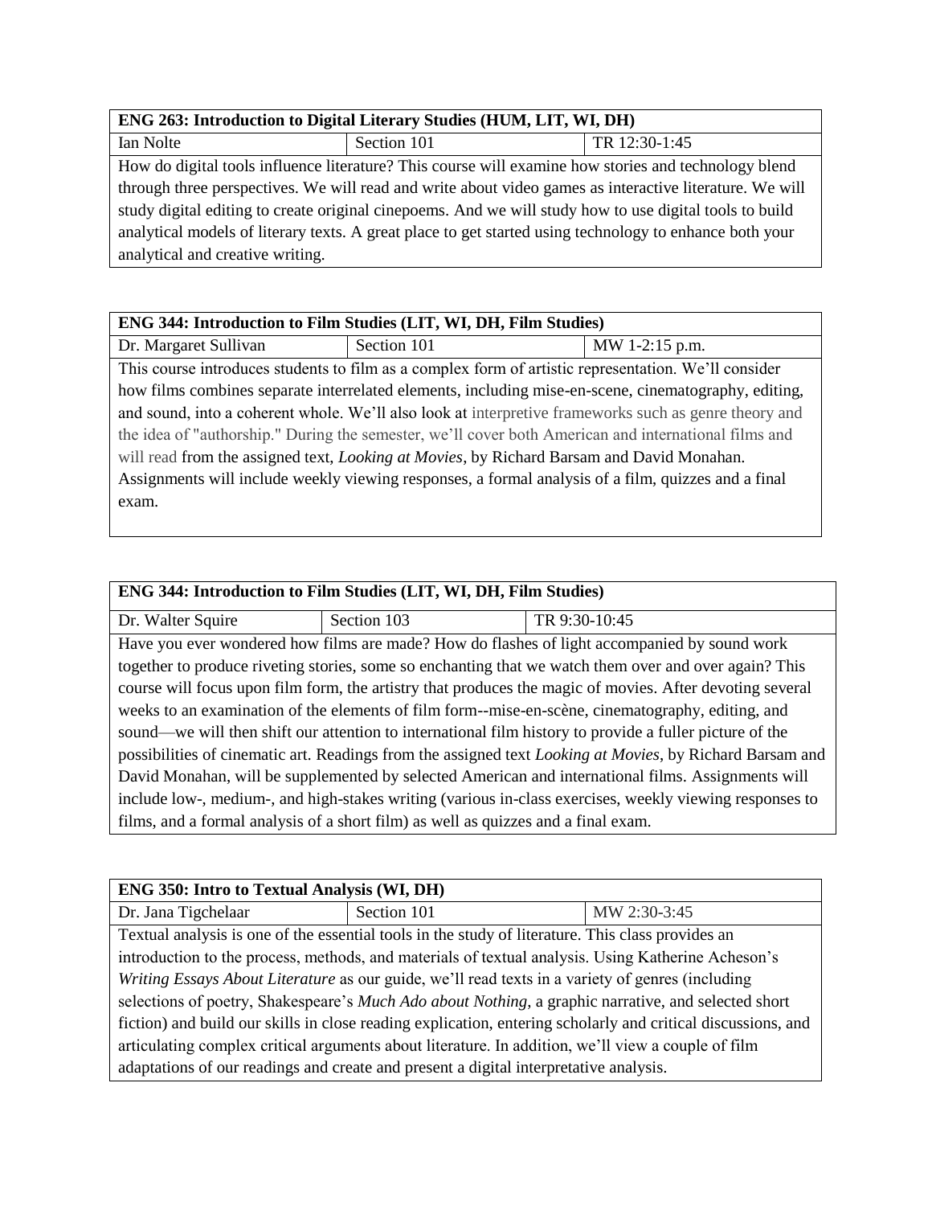| ENG 263: Introduction to Digital Literary Studies (HUM, LIT, WI, DH) | | |
| --- | --- | --- |
| Ian Nolte | Section 101 | TR 12:30-1:45 |
| How do digital tools influence literature? This course will examine how stories and technology blend through three perspectives. We will read and write about video games as interactive literature. We will study digital editing to create original cinepoems. And we will study how to use digital tools to build analytical models of literary texts. A great place to get started using technology to enhance both your analytical and creative writing. | | |

| ENG 344: Introduction to Film Studies (LIT, WI, DH, Film Studies) | | |
| --- | --- | --- |
| Dr. Margaret Sullivan | Section 101 | MW 1-2:15 p.m. |
| This course introduces students to film as a complex form of artistic representation. We'll consider how films combines separate interrelated elements, including mise-en-scene, cinematography, editing, and sound, into a coherent whole. We'll also look at interpretive frameworks such as genre theory and the idea of "authorship." During the semester, we'll cover both American and international films and will read from the assigned text, *Looking at Movies*, by Richard Barsam and David Monahan. Assignments will include weekly viewing responses, a formal analysis of a film, quizzes and a final exam. | | |

| ENG 344: Introduction to Film Studies (LIT, WI, DH, Film Studies) | | |
| --- | --- | --- |
| Dr. Walter Squire | Section 103 | TR 9:30-10:45 |
| Have you ever wondered how films are made? How do flashes of light accompanied by sound work together to produce riveting stories, some so enchanting that we watch them over and over again? This course will focus upon film form, the artistry that produces the magic of movies. After devoting several weeks to an examination of the elements of film form--mise-en-scène, cinematography, editing, and sound—we will then shift our attention to international film history to provide a fuller picture of the possibilities of cinematic art. Readings from the assigned text *Looking at Movies*, by Richard Barsam and David Monahan, will be supplemented by selected American and international films. Assignments will include low-, medium-, and high-stakes writing (various in-class exercises, weekly viewing responses to films, and a formal analysis of a short film) as well as quizzes and a final exam. | | |

| ENG 350: Intro to Textual Analysis (WI, DH) | | |
| --- | --- | --- |
| Dr. Jana Tigchelaar | Section 101 | MW 2:30-3:45 |
| Textual analysis is one of the essential tools in the study of literature. This class provides an introduction to the process, methods, and materials of textual analysis. Using Katherine Acheson's *Writing Essays About Literature* as our guide, we'll read texts in a variety of genres (including selections of poetry, Shakespeare's *Much Ado about Nothing*, a graphic narrative, and selected short fiction) and build our skills in close reading explication, entering scholarly and critical discussions, and articulating complex critical arguments about literature. In addition, we'll view a couple of film adaptations of our readings and create and present a digital interpretative analysis. | | |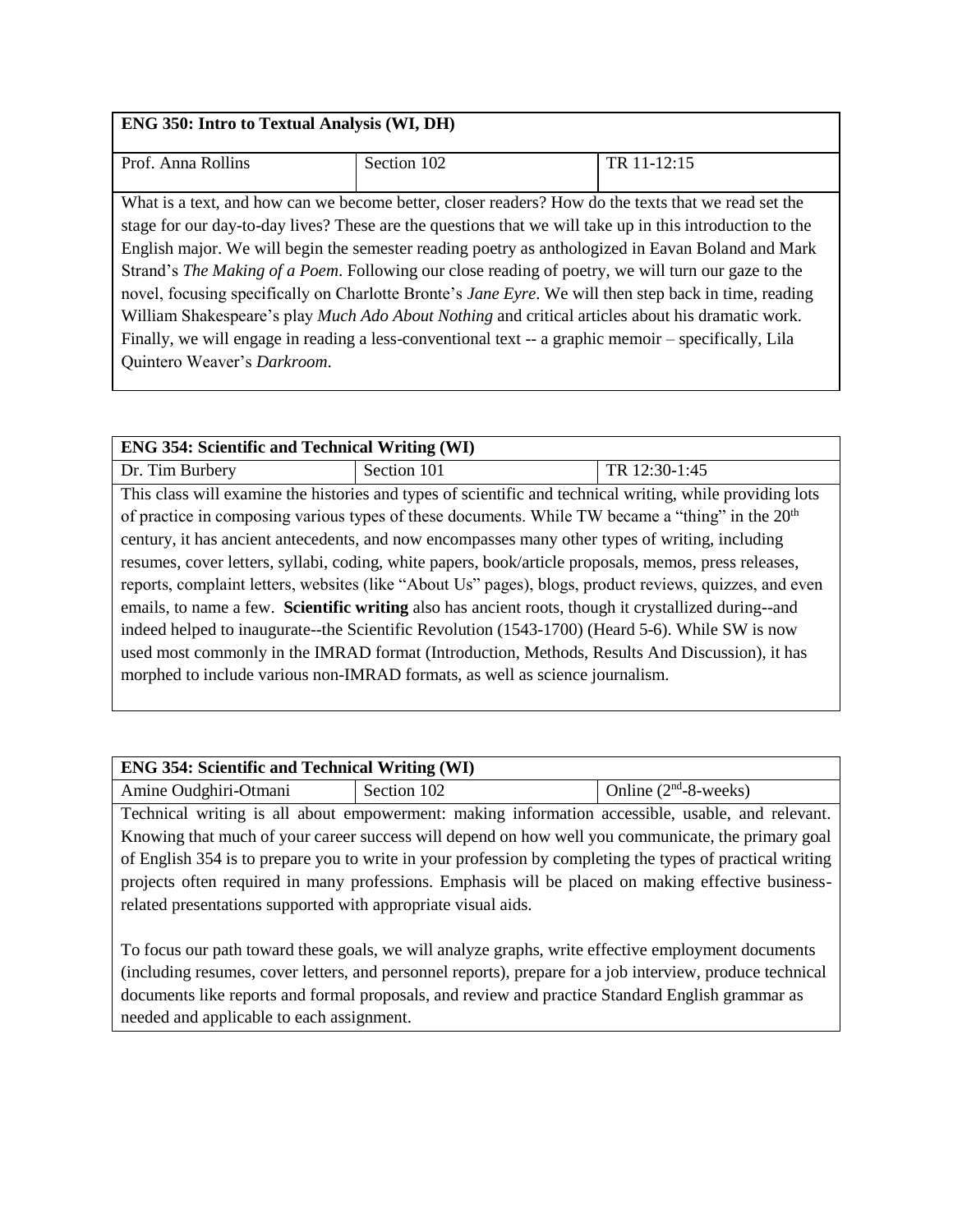| **ENG 350: Intro to Textual Analysis (WI, DH)** | | |
|---|---|---|
| Prof. Anna Rollins | Section 102 | TR 11-12:15 |
| What is a text, and how can we become better, closer readers? How do the texts that we read set the stage for our day-to-day lives? These are the questions that we will take up in this introduction to the English major. We will begin the semester reading poetry as anthologized in Eavan Boland and Mark Strand's *The Making of a Poem*. Following our close reading of poetry, we will turn our gaze to the novel, focusing specifically on Charlotte Bronte's *Jane Eyre*. We will then step back in time, reading William Shakespeare's play *Much Ado About Nothing* and critical articles about his dramatic work. Finally, we will engage in reading a less-conventional text -- a graphic memoir – specifically, Lila Quintero Weaver's *Darkroom*. | | |

| **ENG 354: Scientific and Technical Writing (WI)** | | |
|---|---|---|
| Dr. Tim Burbery | Section 101 | TR 12:30-1:45 |
| This class will examine the histories and types of scientific and technical writing, while providing lots of practice in composing various types of these documents. While TW became a "thing" in the 20th century, it has ancient antecedents, and now encompasses many other types of writing, including resumes, cover letters, syllabi, coding, white papers, book/article proposals, memos, press releases, reports, complaint letters, websites (like "About Us" pages), blogs, product reviews, quizzes, and even emails, to name a few. **Scientific writing** also has ancient roots, though it crystallized during--and indeed helped to inaugurate--the Scientific Revolution (1543-1700) (Heard 5-6). While SW is now used most commonly in the IMRAD format (Introduction, Methods, Results And Discussion), it has morphed to include various non-IMRAD formats, as well as science journalism. | | |

| **ENG 354: Scientific and Technical Writing (WI)** | | |
|---|---|---|
| Amine Oudghiri-Otmani | Section 102 | Online (2nd-8-weeks) |
| Technical writing is all about empowerment: making information accessible, usable, and relevant. Knowing that much of your career success will depend on how well you communicate, the primary goal of English 354 is to prepare you to write in your profession by completing the types of practical writing projects often required in many professions. Emphasis will be placed on making effective business-related presentations supported with appropriate visual aids.<br><br>To focus our path toward these goals, we will analyze graphs, write effective employment documents (including resumes, cover letters, and personnel reports), prepare for a job interview, produce technical documents like reports and formal proposals, and review and practice Standard English grammar as needed and applicable to each assignment. | | |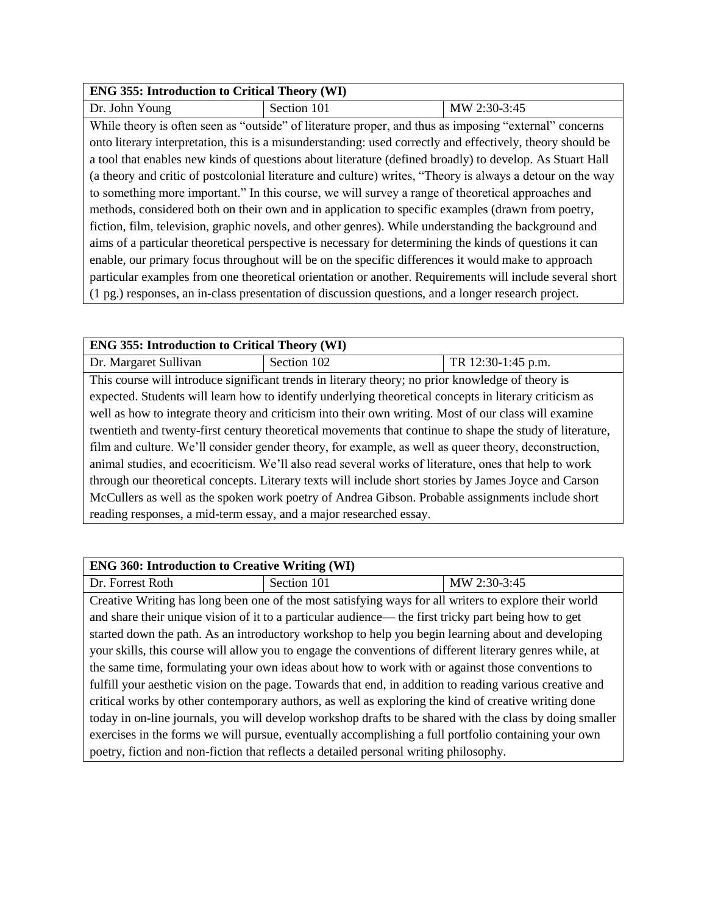| ENG 355: Introduction to Critical Theory (WI) | | |
|---|---|---|
| Dr. John Young | Section 101 | MW 2:30-3:45 |

While theory is often seen as "outside" of literature proper, and thus as imposing "external" concerns onto literary interpretation, this is a misunderstanding: used correctly and effectively, theory should be a tool that enables new kinds of questions about literature (defined broadly) to develop. As Stuart Hall (a theory and critic of postcolonial literature and culture) writes, "Theory is always a detour on the way to something more important." In this course, we will survey a range of theoretical approaches and methods, considered both on their own and in application to specific examples (drawn from poetry, fiction, film, television, graphic novels, and other genres). While understanding the background and aims of a particular theoretical perspective is necessary for determining the kinds of questions it can enable, our primary focus throughout will be on the specific differences it would make to approach particular examples from one theoretical orientation or another. Requirements will include several short (1 pg.) responses, an in-class presentation of discussion questions, and a longer research project.

| ENG 355: Introduction to Critical Theory (WI) | | |
|---|---|---|
| Dr. Margaret Sullivan | Section 102 | TR 12:30-1:45 p.m. |

This course will introduce significant trends in literary theory; no prior knowledge of theory is expected. Students will learn how to identify underlying theoretical concepts in literary criticism as well as how to integrate theory and criticism into their own writing. Most of our class will examine twentieth and twenty-first century theoretical movements that continue to shape the study of literature, film and culture. We'll consider gender theory, for example, as well as queer theory, deconstruction, animal studies, and ecocriticism. We'll also read several works of literature, ones that help to work through our theoretical concepts. Literary texts will include short stories by James Joyce and Carson McCullers as well as the spoken work poetry of Andrea Gibson. Probable assignments include short reading responses, a mid-term essay, and a major researched essay.

| ENG 360: Introduction to Creative Writing (WI) | | |
|---|---|---|
| Dr. Forrest Roth | Section 101 | MW 2:30-3:45 |

Creative Writing has long been one of the most satisfying ways for all writers to explore their world and share their unique vision of it to a particular audience— the first tricky part being how to get started down the path. As an introductory workshop to help you begin learning about and developing your skills, this course will allow you to engage the conventions of different literary genres while, at the same time, formulating your own ideas about how to work with or against those conventions to fulfill your aesthetic vision on the page. Towards that end, in addition to reading various creative and critical works by other contemporary authors, as well as exploring the kind of creative writing done today in on-line journals, you will develop workshop drafts to be shared with the class by doing smaller exercises in the forms we will pursue, eventually accomplishing a full portfolio containing your own poetry, fiction and non-fiction that reflects a detailed personal writing philosophy.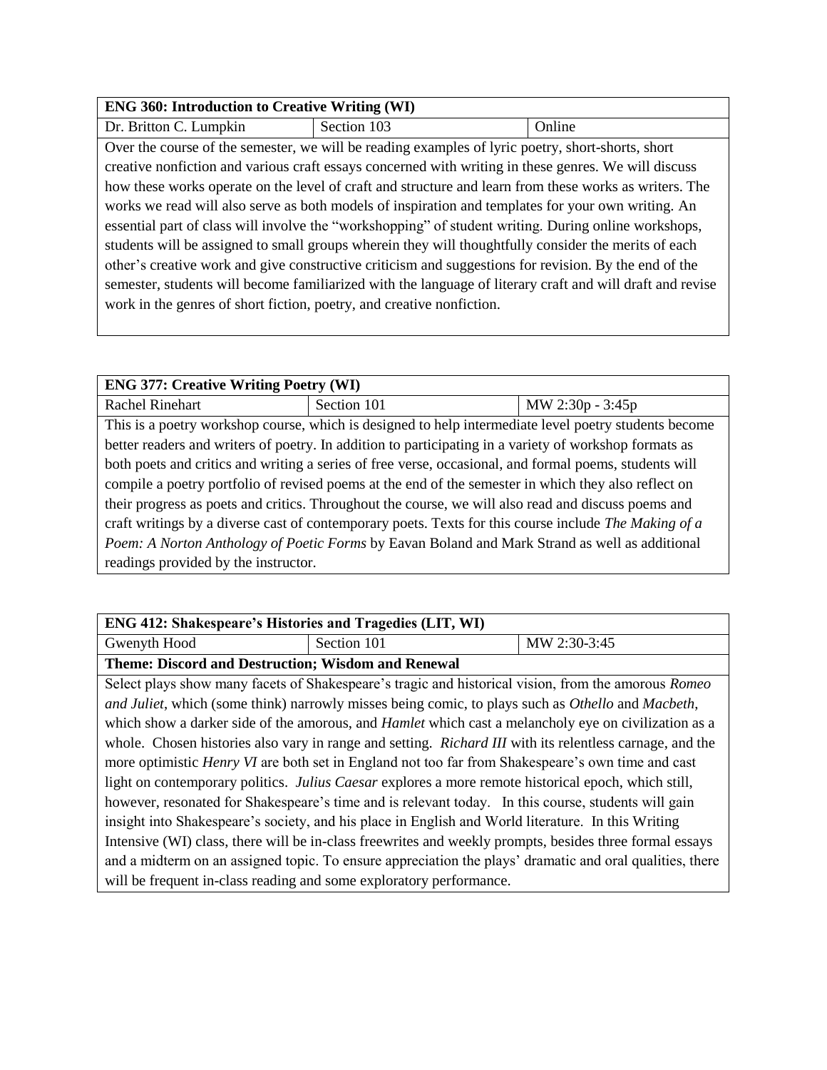| ENG 360: Introduction to Creative Writing (WI) | | |
|---|---|---|
| Dr. Britton C. Lumpkin | Section 103 | Online |

Over the course of the semester, we will be reading examples of lyric poetry, short-shorts, short creative nonfiction and various craft essays concerned with writing in these genres. We will discuss how these works operate on the level of craft and structure and learn from these works as writers. The works we read will also serve as both models of inspiration and templates for your own writing. An essential part of class will involve the "workshopping" of student writing. During online workshops, students will be assigned to small groups wherein they will thoughtfully consider the merits of each other's creative work and give constructive criticism and suggestions for revision. By the end of the semester, students will become familiarized with the language of literary craft and will draft and revise work in the genres of short fiction, poetry, and creative nonfiction.

| ENG 377: Creative Writing Poetry (WI) | | |
|---|---|---|
| Rachel Rinehart | Section 101 | MW 2:30p - 3:45p |

This is a poetry workshop course, which is designed to help intermediate level poetry students become better readers and writers of poetry. In addition to participating in a variety of workshop formats as both poets and critics and writing a series of free verse, occasional, and formal poems, students will compile a poetry portfolio of revised poems at the end of the semester in which they also reflect on their progress as poets and critics. Throughout the course, we will also read and discuss poems and craft writings by a diverse cast of contemporary poets. Texts for this course include *The Making of a Poem: A Norton Anthology of Poetic Forms* by Eavan Boland and Mark Strand as well as additional readings provided by the instructor.

| ENG 412: Shakespeare's Histories and Tragedies (LIT, WI) | | |
|---|---|---|
| Gwenyth Hood | Section 101 | MW 2:30-3:45 |

**Theme: Discord and Destruction; Wisdom and Renewal**

Select plays show many facets of Shakespeare's tragic and historical vision, from the amorous *Romeo and Juliet*, which (some think) narrowly misses being comic, to plays such as *Othello* and *Macbeth*, which show a darker side of the amorous, and *Hamlet* which cast a melancholy eye on civilization as a whole. Chosen histories also vary in range and setting. *Richard III* with its relentless carnage, and the more optimistic *Henry VI* are both set in England not too far from Shakespeare's own time and cast light on contemporary politics. *Julius Caesar* explores a more remote historical epoch, which still, however, resonated for Shakespeare's time and is relevant today. In this course, students will gain insight into Shakespeare's society, and his place in English and World literature. In this Writing Intensive (WI) class, there will be in-class freewrites and weekly prompts, besides three formal essays and a midterm on an assigned topic. To ensure appreciation the plays' dramatic and oral qualities, there will be frequent in-class reading and some exploratory performance.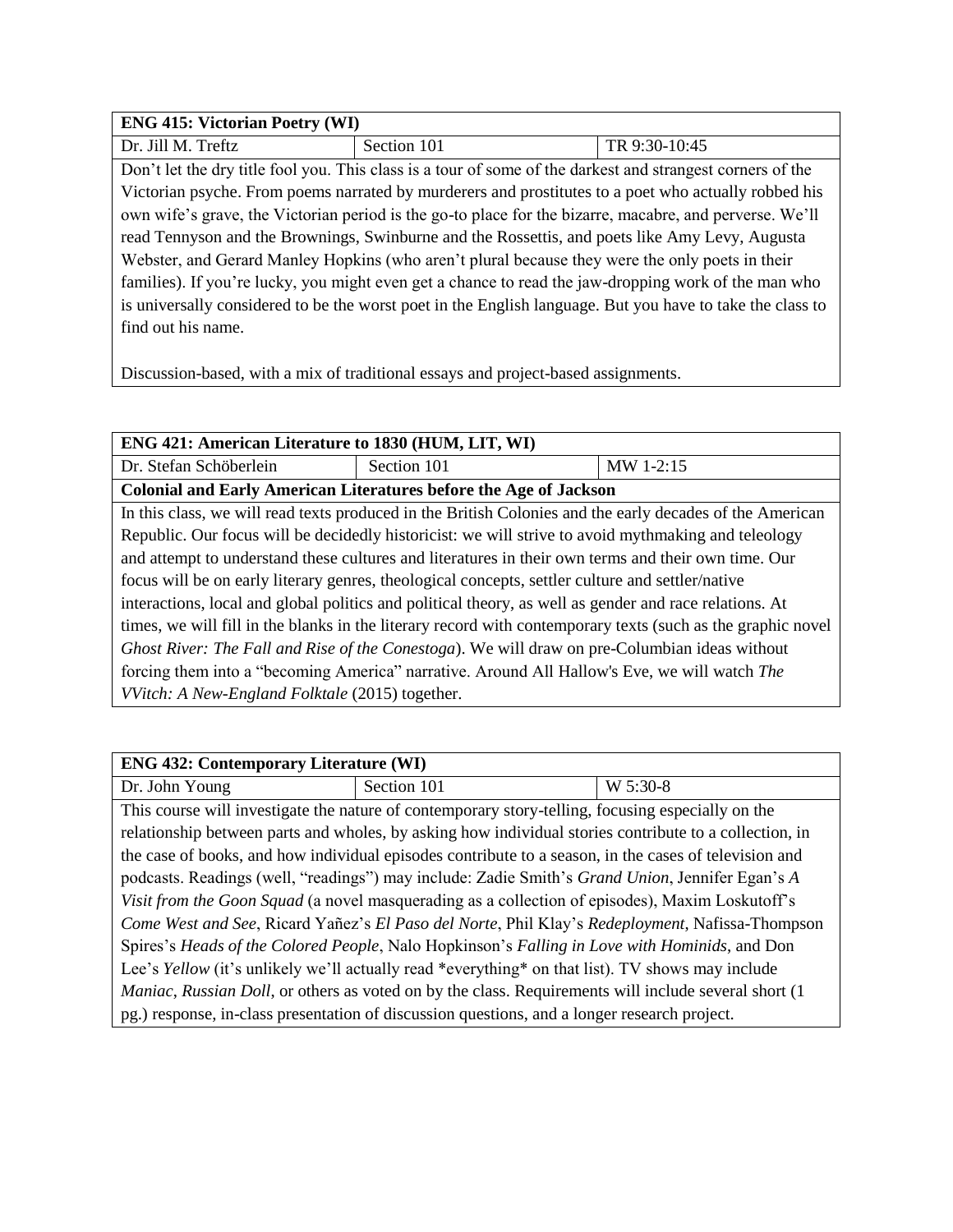| **ENG 415: Victorian Poetry (WI)** | | |
|---|---|---|
| Dr. Jill M. Treftz | Section 101 | TR 9:30-10:45 |

Don't let the dry title fool you. This class is a tour of some of the darkest and strangest corners of the Victorian psyche. From poems narrated by murderers and prostitutes to a poet who actually robbed his own wife's grave, the Victorian period is the go-to place for the bizarre, macabre, and perverse. We'll read Tennyson and the Brownings, Swinburne and the Rossettis, and poets like Amy Levy, Augusta Webster, and Gerard Manley Hopkins (who aren't plural because they were the only poets in their families). If you're lucky, you might even get a chance to read the jaw-dropping work of the man who is universally considered to be the worst poet in the English language. But you have to take the class to find out his name.

Discussion-based, with a mix of traditional essays and project-based assignments.

| **ENG 421: American Literature to 1830 (HUM, LIT, WI)** | | |
|---|---|---|
| Dr. Stefan Schöberlein | Section 101 | MW 1-2:15 |

**Colonial and Early American Literatures before the Age of Jackson**

In this class, we will read texts produced in the British Colonies and the early decades of the American Republic. Our focus will be decidedly historicist: we will strive to avoid mythmaking and teleology and attempt to understand these cultures and literatures in their own terms and their own time. Our focus will be on early literary genres, theological concepts, settler culture and settler/native interactions, local and global politics and political theory, as well as gender and race relations. At times, we will fill in the blanks in the literary record with contemporary texts (such as the graphic novel *Ghost River: The Fall and Rise of the Conestoga*). We will draw on pre-Columbian ideas without forcing them into a "becoming America" narrative. Around All Hallow's Eve, we will watch *The VVitch: A New-England Folktale* (2015) together.

| **ENG 432: Contemporary Literature (WI)** | | |
|---|---|---|
| Dr. John Young | Section 101 | W 5:30-8 |

This course will investigate the nature of contemporary story-telling, focusing especially on the relationship between parts and wholes, by asking how individual stories contribute to a collection, in the case of books, and how individual episodes contribute to a season, in the cases of television and podcasts. Readings (well, "readings") may include: Zadie Smith's *Grand Union*, Jennifer Egan's *A Visit from the Goon Squad* (a novel masquerading as a collection of episodes), Maxim Loskutoff's *Come West and See*, Ricard Yañez's *El Paso del Norte*, Phil Klay's *Redeployment*, Nafissa-Thompson Spires's *Heads of the Colored People*, Nalo Hopkinson's *Falling in Love with Hominids*, and Don Lee's *Yellow* (it's unlikely we'll actually read *everything* on that list). TV shows may include *Maniac*, *Russian Doll*, or others as voted on by the class. Requirements will include several short (1 pg.) response, in-class presentation of discussion questions, and a longer research project.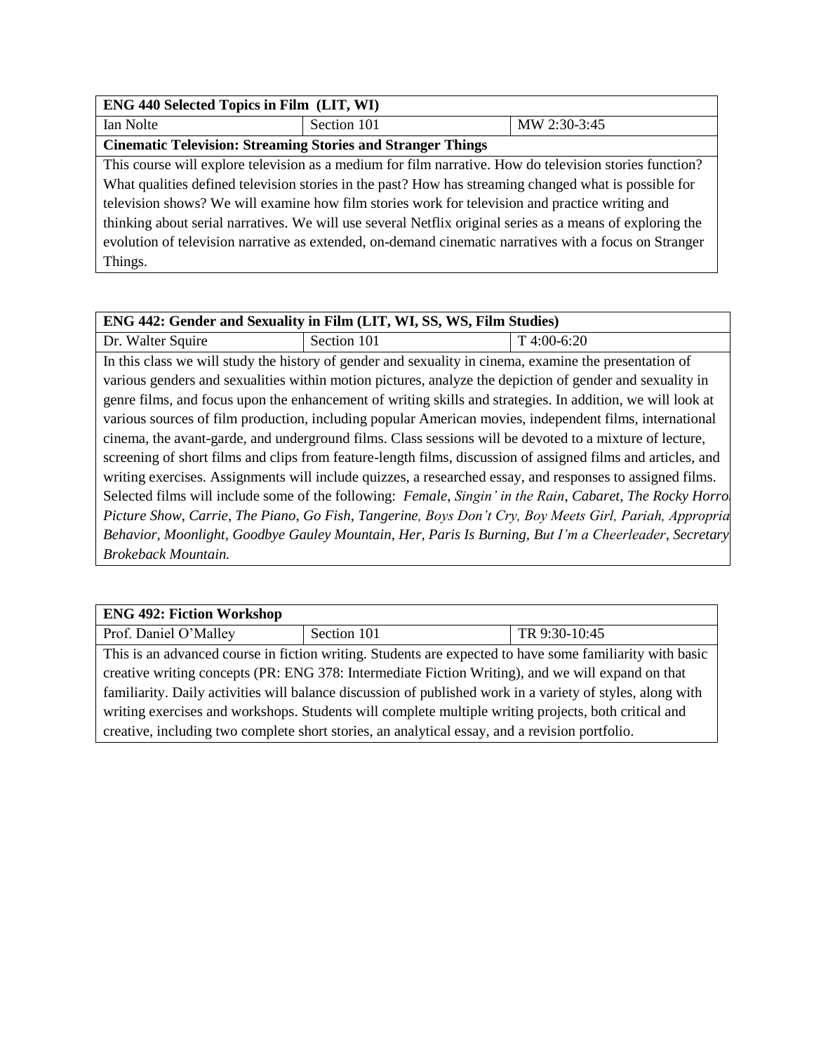| ENG 440 Selected Topics in Film (LIT, WI) | | |
| --- | --- | --- |
| Ian Nolte | Section 101 | MW 2:30-3:45 |
| **Cinematic Television: Streaming Stories and Stranger Things** | | |
| This course will explore television as a medium for film narrative. How do television stories function? What qualities defined television stories in the past? How has streaming changed what is possible for television shows? We will examine how film stories work for television and practice writing and thinking about serial narratives. We will use several Netflix original series as a means of exploring the evolution of television narrative as extended, on-demand cinematic narratives with a focus on Stranger Things. | | |

| ENG 442: Gender and Sexuality in Film (LIT, WI, SS, WS, Film Studies) | | |
| --- | --- | --- |
| Dr. Walter Squire | Section 101 | T 4:00-6:20 |
| In this class we will study the history of gender and sexuality in cinema, examine the presentation of various genders and sexualities within motion pictures, analyze the depiction of gender and sexuality in genre films, and focus upon the enhancement of writing skills and strategies. In addition, we will look at various sources of film production, including popular American movies, independent films, international cinema, the avant-garde, and underground films. Class sessions will be devoted to a mixture of lecture, screening of short films and clips from feature-length films, discussion of assigned films and articles, and writing exercises. Assignments will include quizzes, a researched essay, and responses to assigned films. Selected films will include some of the following: *Female*, *Singin' in the Rain*, *Cabaret*, *The Rocky Horror Picture Show*, *Carrie*, *The Piano*, *Go Fish*, *Tangerine, Boys Don't Cry, Boy Meets Girl, Pariah, Appropriate Behavior, Moonlight*, *Goodbye Gauley Mountain*, *Her*, *Paris Is Burning*, *But I'm a Cheerleader*, *Secretary*, *Brokeback Mountain.* | | |

| ENG 492: Fiction Workshop | | |
| --- | --- | --- |
| Prof. Daniel O'Malley | Section 101 | TR 9:30-10:45 |
| This is an advanced course in fiction writing. Students are expected to have some familiarity with basic creative writing concepts (PR: ENG 378: Intermediate Fiction Writing), and we will expand on that familiarity. Daily activities will balance discussion of published work in a variety of styles, along with writing exercises and workshops. Students will complete multiple writing projects, both critical and creative, including two complete short stories, an analytical essay, and a revision portfolio. | | |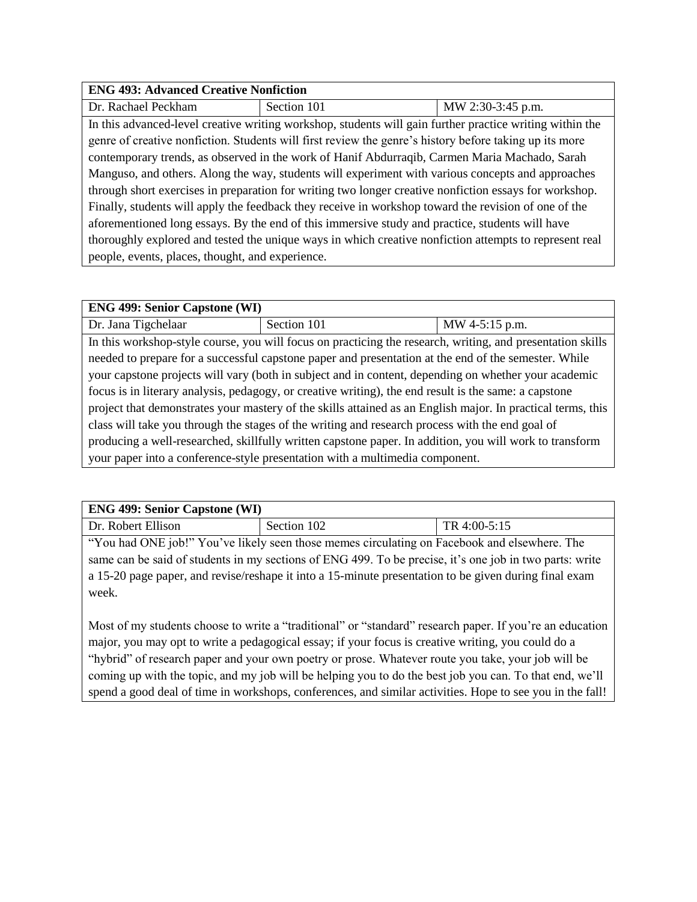| ENG 493: Advanced Creative Nonfiction | | |
|---|---|---|
| Dr. Rachael Peckham | Section 101 | MW 2:30-3:45 p.m. |
| In this advanced-level creative writing workshop, students will gain further practice writing within the genre of creative nonfiction. Students will first review the genre's history before taking up its more contemporary trends, as observed in the work of Hanif Abdurraqib, Carmen Maria Machado, Sarah Manguso, and others. Along the way, students will experiment with various concepts and approaches through short exercises in preparation for writing two longer creative nonfiction essays for workshop. Finally, students will apply the feedback they receive in workshop toward the revision of one of the aforementioned long essays. By the end of this immersive study and practice, students will have thoroughly explored and tested the unique ways in which creative nonfiction attempts to represent real people, events, places, thought, and experience. | | |

| ENG 499: Senior Capstone (WI) | | |
|---|---|---|
| Dr. Jana Tigchelaar | Section 101 | MW 4-5:15 p.m. |
| In this workshop-style course, you will focus on practicing the research, writing, and presentation skills needed to prepare for a successful capstone paper and presentation at the end of the semester. While your capstone projects will vary (both in subject and in content, depending on whether your academic focus is in literary analysis, pedagogy, or creative writing), the end result is the same: a capstone project that demonstrates your mastery of the skills attained as an English major. In practical terms, this class will take you through the stages of the writing and research process with the end goal of producing a well-researched, skillfully written capstone paper. In addition, you will work to transform your paper into a conference-style presentation with a multimedia component. | | |

| ENG 499: Senior Capstone (WI) | | |
|---|---|---|
| Dr. Robert Ellison | Section 102 | TR 4:00-5:15 |
| "You had ONE job!" You've likely seen those memes circulating on Facebook and elsewhere. The same can be said of students in my sections of ENG 499. To be precise, it's one job in two parts: write a 15-20 page paper, and revise/reshape it into a 15-minute presentation to be given during final exam week.<br><br>Most of my students choose to write a "traditional" or "standard" research paper. If you're an education major, you may opt to write a pedagogical essay; if your focus is creative writing, you could do a "hybrid" of research paper and your own poetry or prose. Whatever route you take, your job will be coming up with the topic, and my job will be helping you to do the best job you can. To that end, we'll spend a good deal of time in workshops, conferences, and similar activities. Hope to see you in the fall! | | |